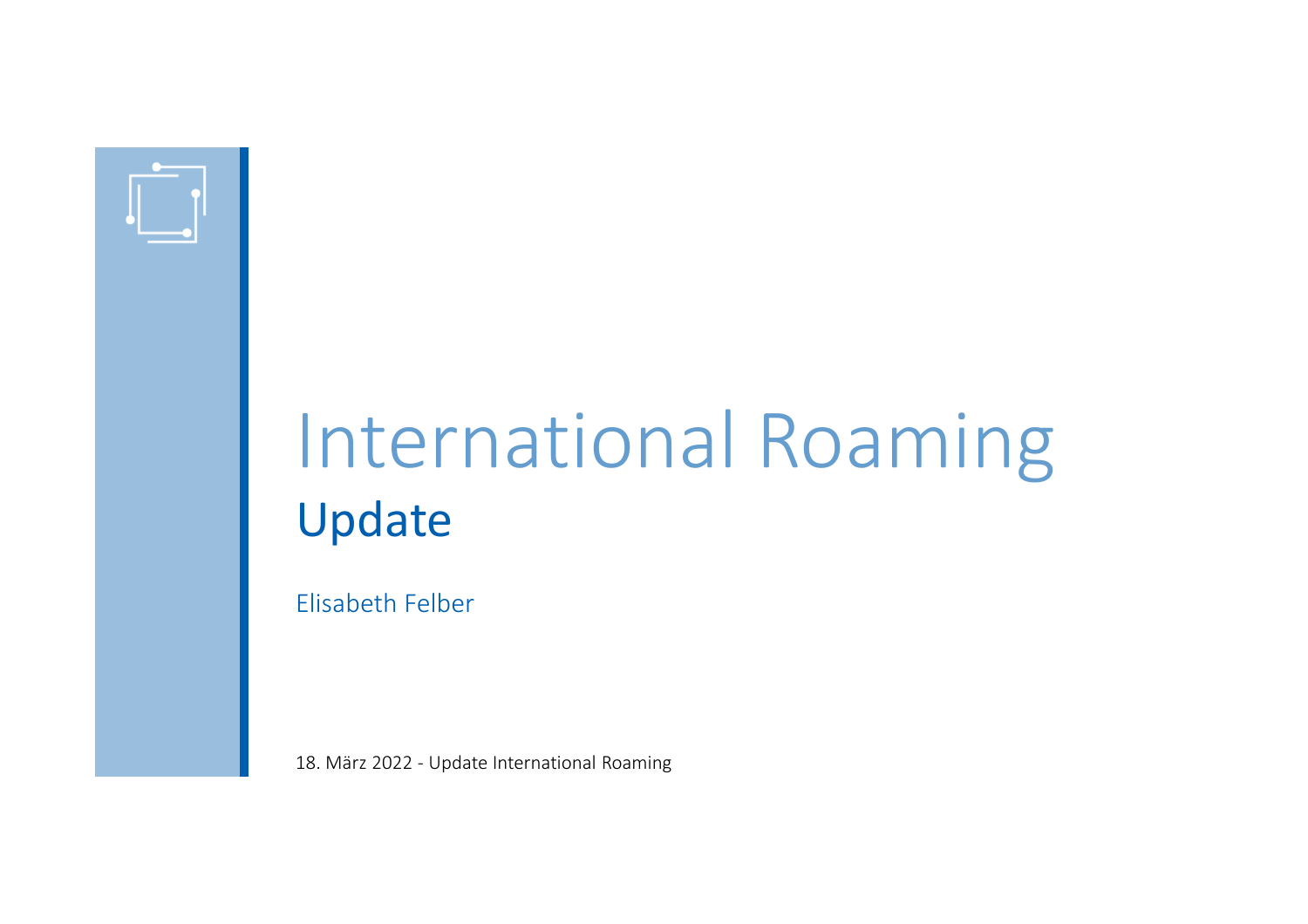# International Roaming

## Update

Elisabeth Felber

18. März 2022 - Update International Roaming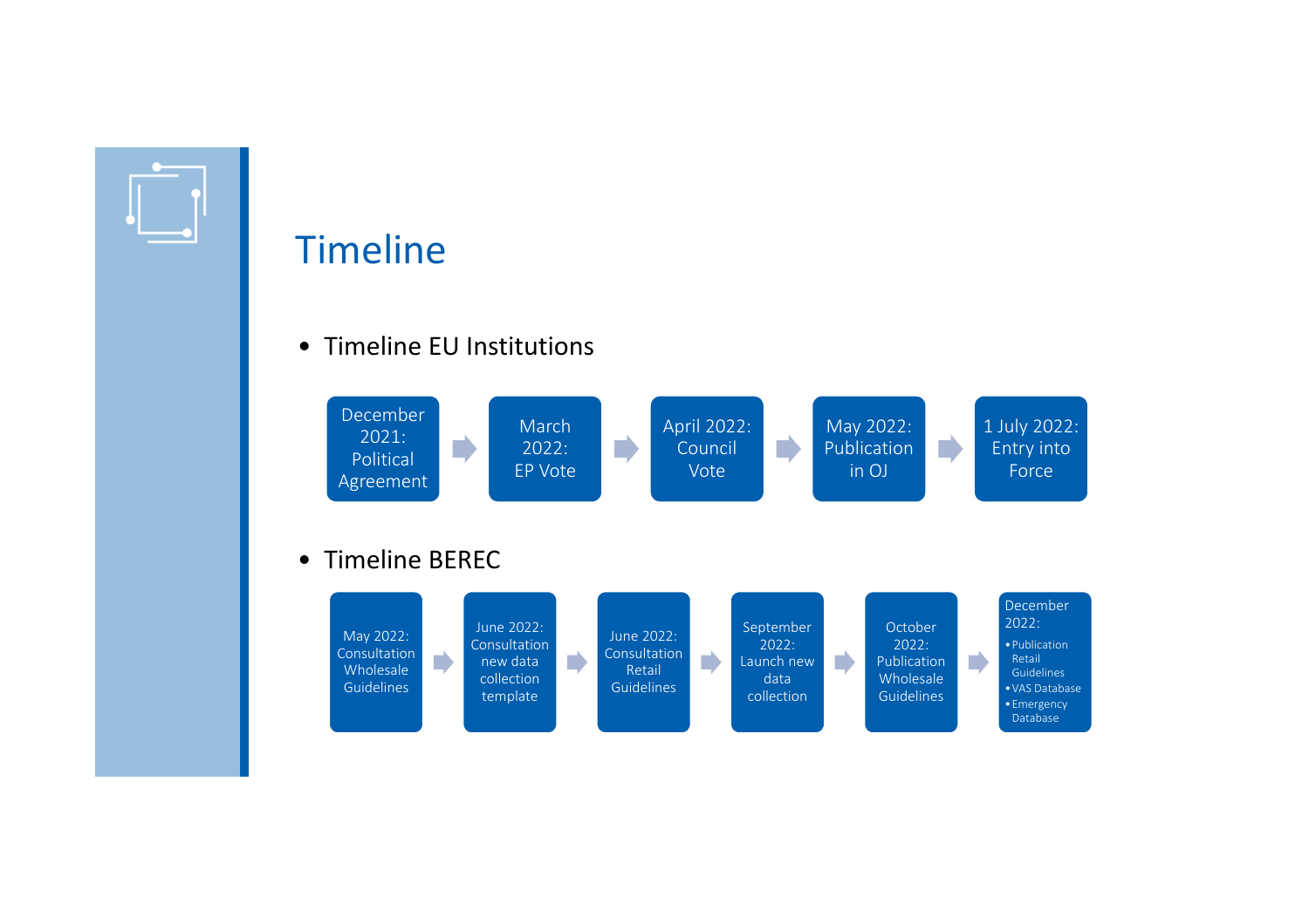# Timeline

- Timeline EU Institutions

December 2021: Political Agreement → March 2022: EP Vote → April 2022: Council Vote → May 2022: Publication in OJ → 1 July 2022: Entry into Force

- Timeline BEREC

May 2022: Consultation Wholesale Guidelines → June 2022: Consultation new data collection template → June 2022: Consultation Retail Guidelines → September 2022: Launch new data collection → October 2022: Publication Wholesale Guidelines → December 2022:
  - Publication Retail Guidelines
  - VAS Database
  - Emergency Database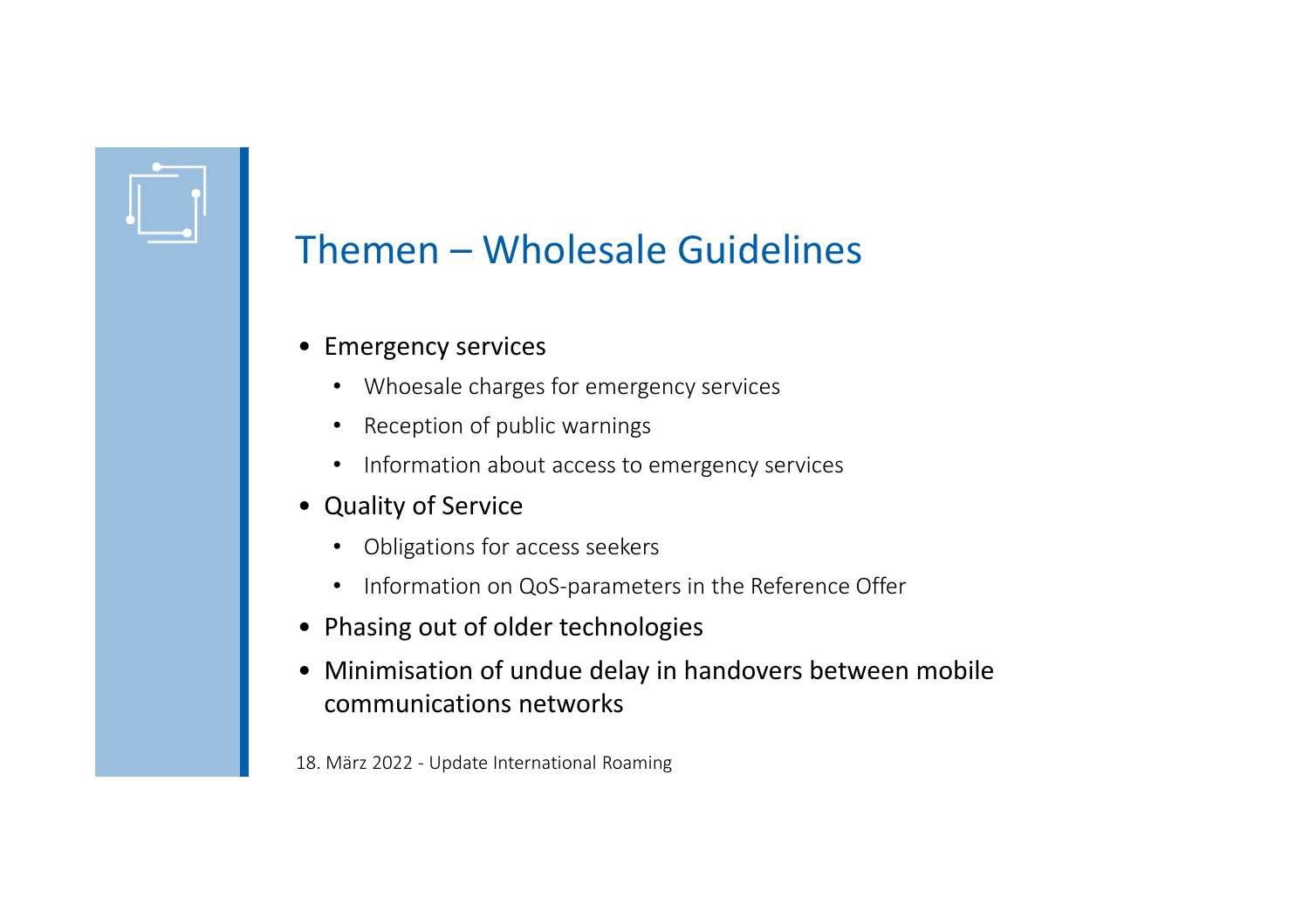# Themen – Wholesale Guidelines

- Emergency services
  - Whoesale charges for emergency services
  - Reception of public warnings
  - Information about access to emergency services
- Quality of Service
  - Obligations for access seekers
  - Information on QoS-parameters in the Reference Offer
- Phasing out of older technologies
- Minimisation of undue delay in handovers between mobile communications networks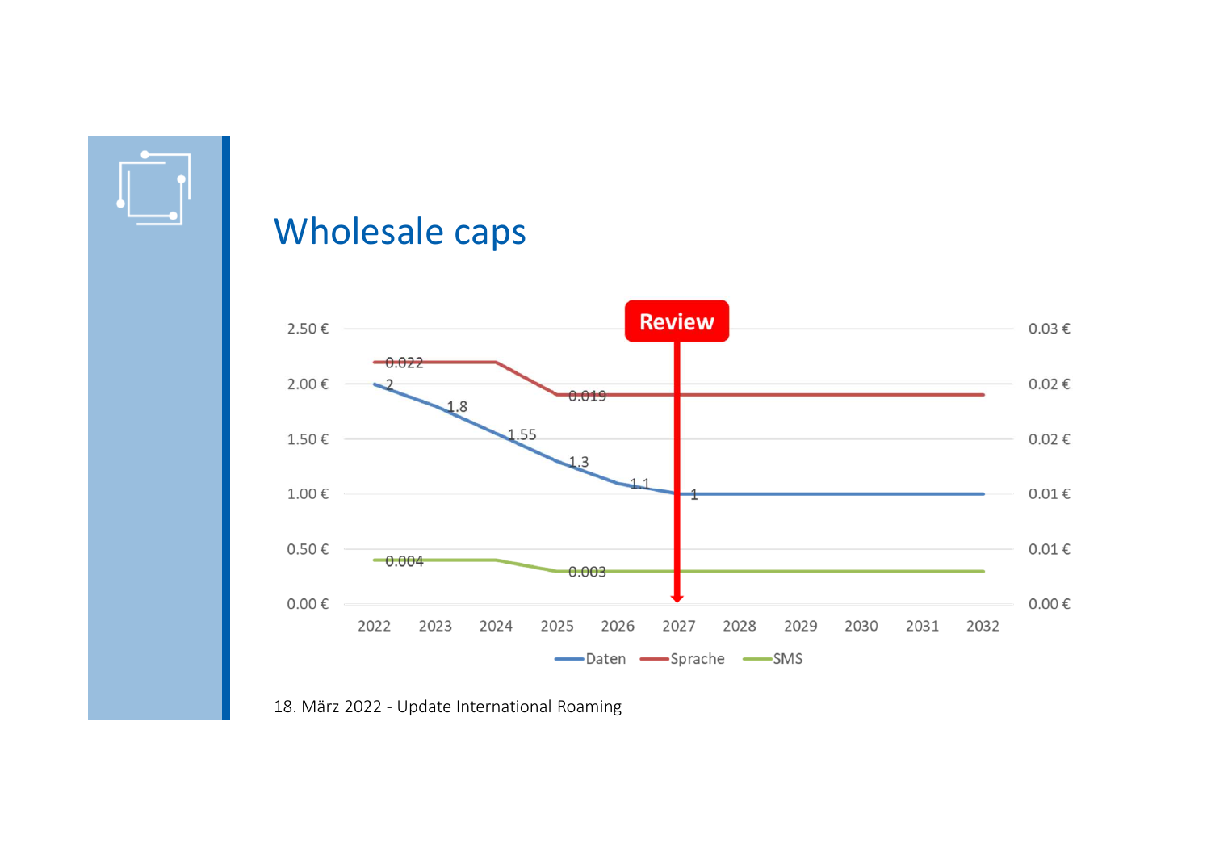## Wholesale caps

| | 2022 | 2023 | 2024 | 2025 | 2026 | 2027 | 2028 | 2029 | 2030 | 2031 | 2032 |
|---|---|---|---|---|---|---|---|---|---|---|---|
| Daten | 2 | 1.8 | 1.55 | 1.3 | 1.1 | 1 | | | | | |
| Sprache | 0.022 | | | 0.019 | | | | | | | |
| SMS | 0.004 | | | 0.003 | | | | | | | |

Review

18. März 2022 - Update International Roaming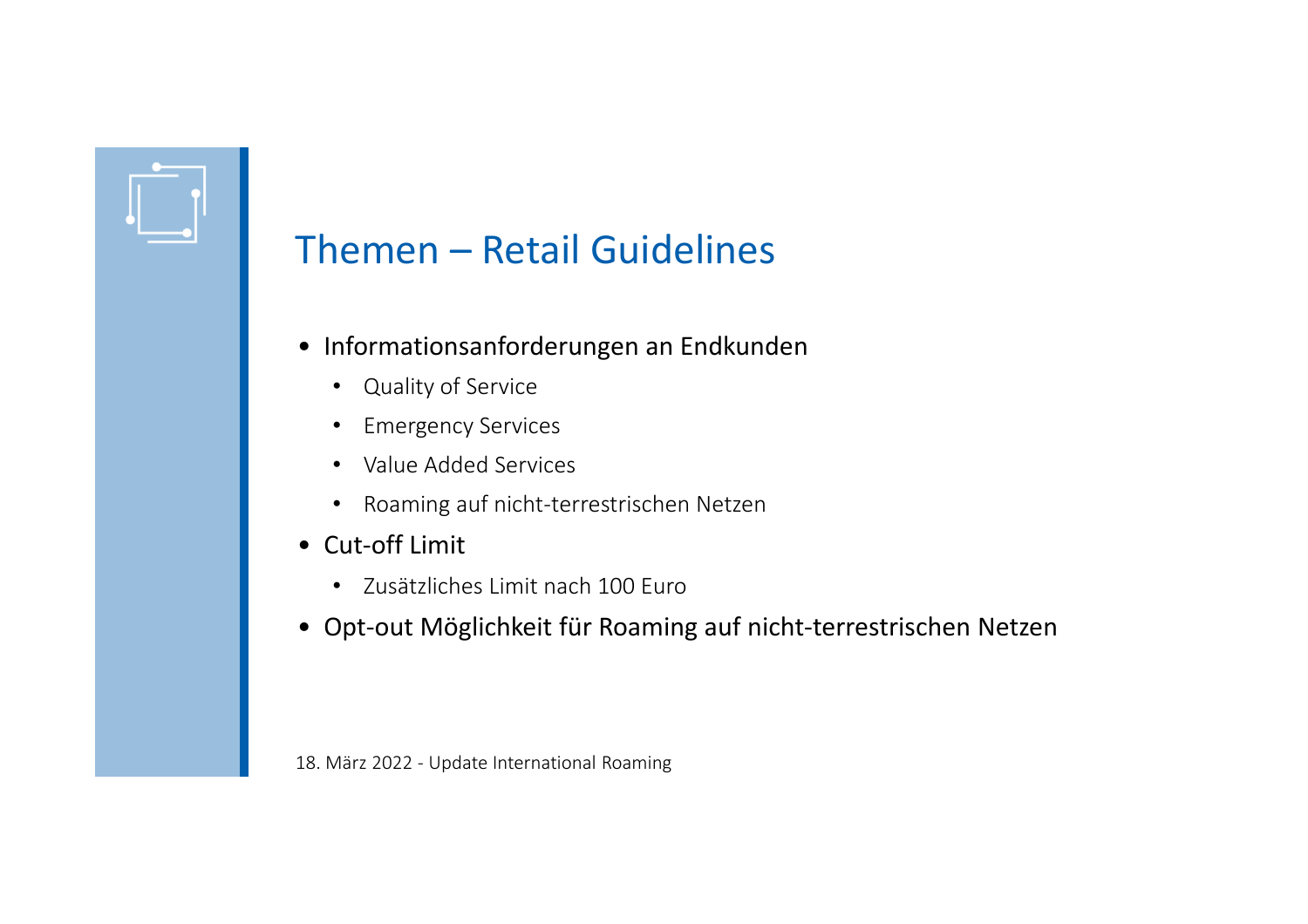# Themen – Retail Guidelines

- Informationsanforderungen an Endkunden
  - Quality of Service
  - Emergency Services
  - Value Added Services
  - Roaming auf nicht-terrestrischen Netzen
- Cut-off Limit
  - Zusätzliches Limit nach 100 Euro
- Opt-out Möglichkeit für Roaming auf nicht-terrestrischen Netzen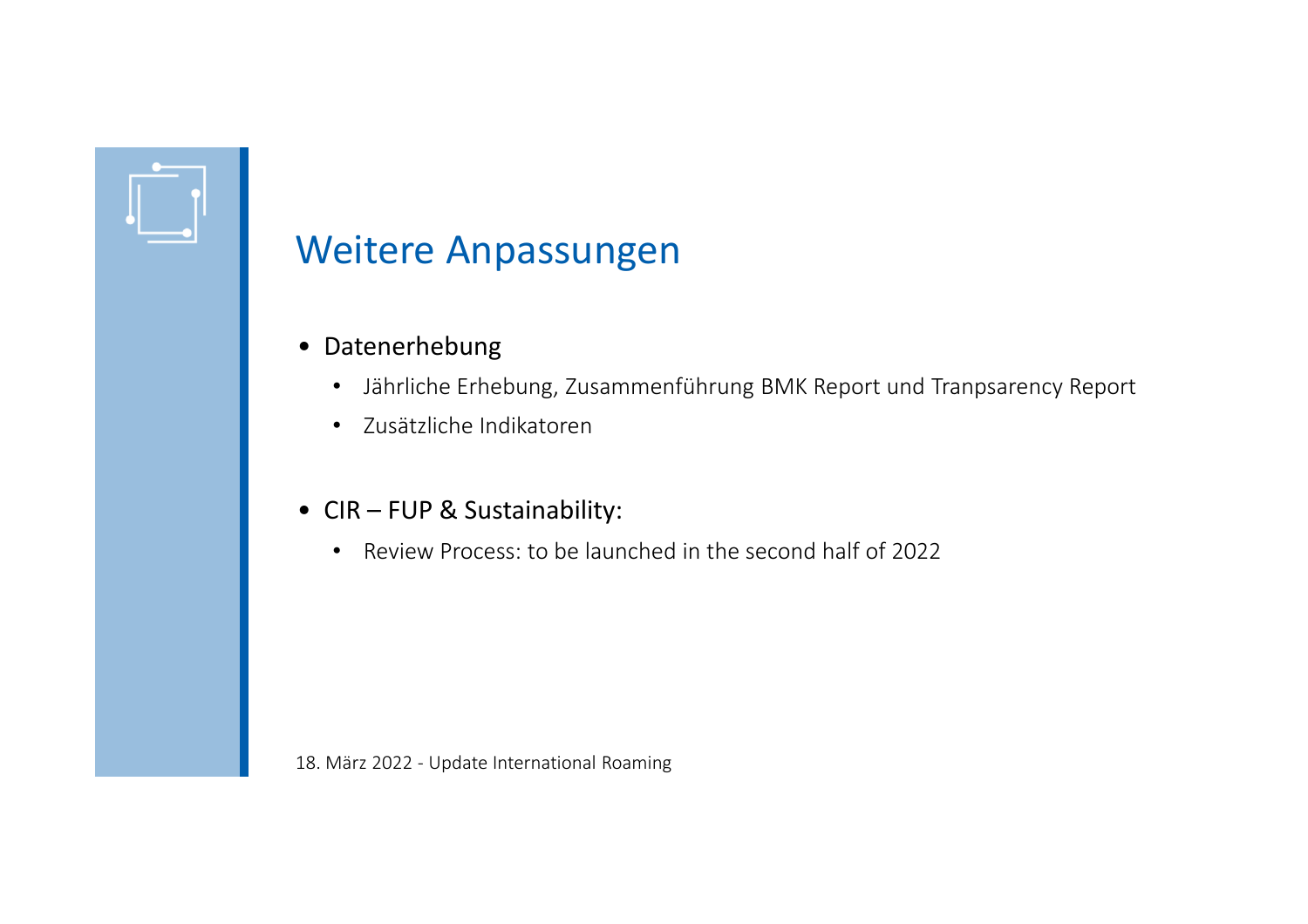# Weitere Anpassungen

- Datenerhebung
  - Jährliche Erhebung, Zusammenführung BMK Report und Tranpsarency Report
  - Zusätzliche Indikatoren

- CIR – FUP & Sustainability:
  - Review Process: to be launched in the second half of 2022